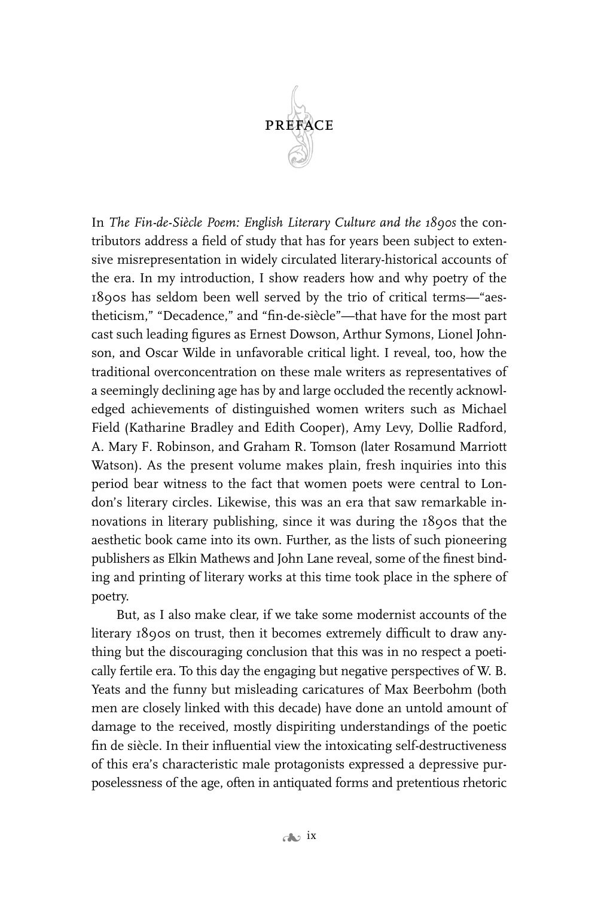# PREFACE

In *The Fin-de-Siècle Poem: English Literary Culture and the 1890s* the contributors address a field of study that has for years been subject to extensive misrepresentation in widely circulated literary-historical accounts of the era. In my introduction, I show readers how and why poetry of the 1890s has seldom been well served by the trio of critical terms—"aestheticism," "Decadence," and "fin-de-siècle"—that have for the most part cast such leading figures as Ernest Dowson, Arthur Symons, Lionel Johnson, and Oscar Wilde in unfavorable critical light. I reveal, too, how the traditional overconcentration on these male writers as representatives of a seemingly declining age has by and large occluded the recently acknowledged achievements of distinguished women writers such as Michael Field (Katharine Bradley and Edith Cooper), Amy Levy, Dollie Radford, A. Mary F. Robinson, and Graham R. Tomson (later Rosamund Marriott Watson). As the present volume makes plain, fresh inquiries into this period bear witness to the fact that women poets were central to London's literary circles. Likewise, this was an era that saw remarkable innovations in literary publishing, since it was during the 1890s that the aesthetic book came into its own. Further, as the lists of such pioneering publishers as Elkin Mathews and John Lane reveal, some of the finest binding and printing of literary works at this time took place in the sphere of poetry.

But, as I also make clear, if we take some modernist accounts of the literary 1890s on trust, then it becomes extremely difficult to draw anything but the discouraging conclusion that this was in no respect a poetically fertile era. To this day the engaging but negative perspectives of W. B. Yeats and the funny but misleading caricatures of Max Beerbohm (both men are closely linked with this decade) have done an untold amount of damage to the received, mostly dispiriting understandings of the poetic fin de siècle. In their influential view the intoxicating self-destructiveness of this era's characteristic male protagonists expressed a depressive purposelessness of the age, often in antiquated forms and pretentious rhetoric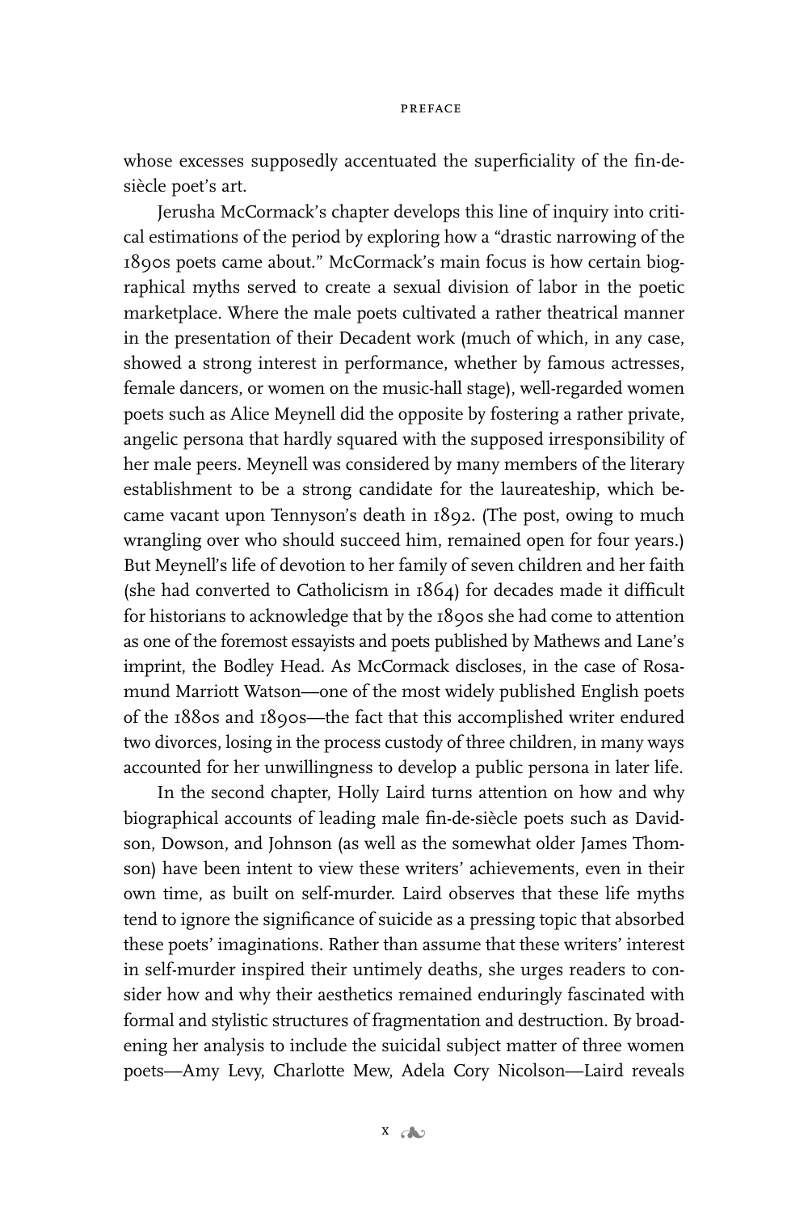whose excesses supposedly accentuated the superficiality of the fin-de-siècle poet's art.

Jerusha McCormack's chapter develops this line of inquiry into critical estimations of the period by exploring how a "drastic narrowing of the 1890s poets came about." McCormack's main focus is how certain biographical myths served to create a sexual division of labor in the poetic marketplace. Where the male poets cultivated a rather theatrical manner in the presentation of their Decadent work (much of which, in any case, showed a strong interest in performance, whether by famous actresses, female dancers, or women on the music-hall stage), well-regarded women poets such as Alice Meynell did the opposite by fostering a rather private, angelic persona that hardly squared with the supposed irresponsibility of her male peers. Meynell was considered by many members of the literary establishment to be a strong candidate for the laureateship, which became vacant upon Tennyson's death in 1892. (The post, owing to much wrangling over who should succeed him, remained open for four years.) But Meynell's life of devotion to her family of seven children and her faith (she had converted to Catholicism in 1864) for decades made it difficult for historians to acknowledge that by the 1890s she had come to attention as one of the foremost essayists and poets published by Mathews and Lane's imprint, the Bodley Head. As McCormack discloses, in the case of Rosamund Marriott Watson—one of the most widely published English poets of the 1880s and 1890s—the fact that this accomplished writer endured two divorces, losing in the process custody of three children, in many ways accounted for her unwillingness to develop a public persona in later life.

In the second chapter, Holly Laird turns attention on how and why biographical accounts of leading male fin-de-siècle poets such as Davidson, Dowson, and Johnson (as well as the somewhat older James Thomson) have been intent to view these writers' achievements, even in their own time, as built on self-murder. Laird observes that these life myths tend to ignore the significance of suicide as a pressing topic that absorbed these poets' imaginations. Rather than assume that these writers' interest in self-murder inspired their untimely deaths, she urges readers to consider how and why their aesthetics remained enduringly fascinated with formal and stylistic structures of fragmentation and destruction. By broadening her analysis to include the suicidal subject matter of three women poets—Amy Levy, Charlotte Mew, Adela Cory Nicolson—Laird reveals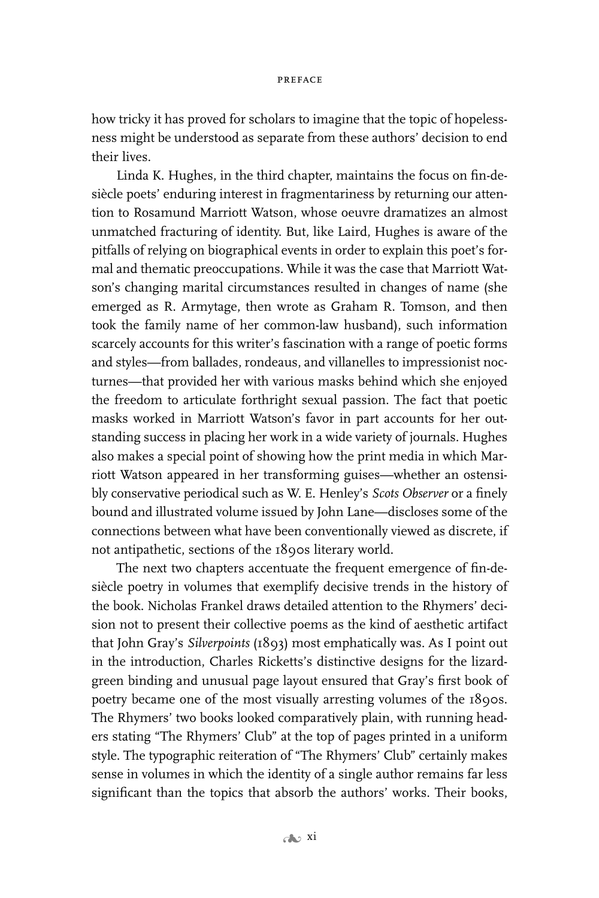how tricky it has proved for scholars to imagine that the topic of hopelessness might be understood as separate from these authors' decision to end their lives.

Linda K. Hughes, in the third chapter, maintains the focus on fin-de-siècle poets' enduring interest in fragmentariness by returning our attention to Rosamund Marriott Watson, whose oeuvre dramatizes an almost unmatched fracturing of identity. But, like Laird, Hughes is aware of the pitfalls of relying on biographical events in order to explain this poet's formal and thematic preoccupations. While it was the case that Marriott Watson's changing marital circumstances resulted in changes of name (she emerged as R. Armytage, then wrote as Graham R. Tomson, and then took the family name of her common-law husband), such information scarcely accounts for this writer's fascination with a range of poetic forms and styles—from ballades, rondeaus, and villanelles to impressionist nocturnes—that provided her with various masks behind which she enjoyed the freedom to articulate forthright sexual passion. The fact that poetic masks worked in Marriott Watson's favor in part accounts for her outstanding success in placing her work in a wide variety of journals. Hughes also makes a special point of showing how the print media in which Marriott Watson appeared in her transforming guises—whether an ostensibly conservative periodical such as W. E. Henley's *Scots Observer* or a finely bound and illustrated volume issued by John Lane—discloses some of the connections between what have been conventionally viewed as discrete, if not antipathetic, sections of the 1890s literary world.

The next two chapters accentuate the frequent emergence of fin-de-siècle poetry in volumes that exemplify decisive trends in the history of the book. Nicholas Frankel draws detailed attention to the Rhymers' decision not to present their collective poems as the kind of aesthetic artifact that John Gray's *Silverpoints* (1893) most emphatically was. As I point out in the introduction, Charles Ricketts's distinctive designs for the lizard-green binding and unusual page layout ensured that Gray's first book of poetry became one of the most visually arresting volumes of the 1890s. The Rhymers' two books looked comparatively plain, with running headers stating "The Rhymers' Club" at the top of pages printed in a uniform style. The typographic reiteration of "The Rhymers' Club" certainly makes sense in volumes in which the identity of a single author remains far less significant than the topics that absorb the authors' works. Their books,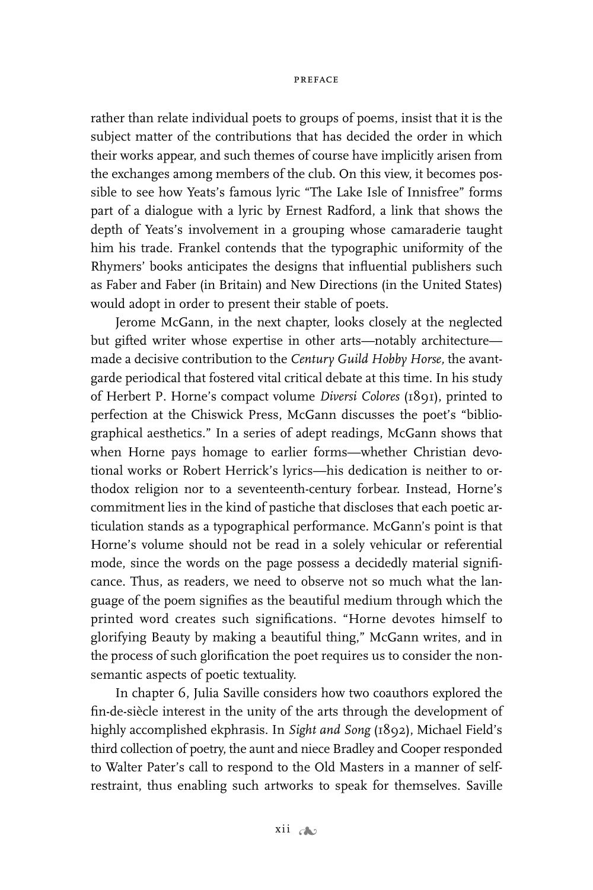rather than relate individual poets to groups of poems, insist that it is the subject matter of the contributions that has decided the order in which their works appear, and such themes of course have implicitly arisen from the exchanges among members of the club. On this view, it becomes possible to see how Yeats's famous lyric "The Lake Isle of Innisfree" forms part of a dialogue with a lyric by Ernest Radford, a link that shows the depth of Yeats's involvement in a grouping whose camaraderie taught him his trade. Frankel contends that the typographic uniformity of the Rhymers' books anticipates the designs that influential publishers such as Faber and Faber (in Britain) and New Directions (in the United States) would adopt in order to present their stable of poets.

Jerome McGann, in the next chapter, looks closely at the neglected but gifted writer whose expertise in other arts—notably architecture—made a decisive contribution to the *Century Guild Hobby Horse,* the avant-garde periodical that fostered vital critical debate at this time. In his study of Herbert P. Horne's compact volume *Diversi Colores* (1891), printed to perfection at the Chiswick Press, McGann discusses the poet's "bibliographical aesthetics." In a series of adept readings, McGann shows that when Horne pays homage to earlier forms—whether Christian devotional works or Robert Herrick's lyrics—his dedication is neither to orthodox religion nor to a seventeenth-century forbear. Instead, Horne's commitment lies in the kind of pastiche that discloses that each poetic articulation stands as a typographical performance. McGann's point is that Horne's volume should not be read in a solely vehicular or referential mode, since the words on the page possess a decidedly material significance. Thus, as readers, we need to observe not so much what the language of the poem signifies as the beautiful medium through which the printed word creates such significations. "Horne devotes himself to glorifying Beauty by making a beautiful thing," McGann writes, and in the process of such glorification the poet requires us to consider the nonsemantic aspects of poetic textuality.

In chapter 6, Julia Saville considers how two coauthors explored the fin-de-siècle interest in the unity of the arts through the development of highly accomplished ekphrasis. In *Sight and Song* (1892), Michael Field's third collection of poetry, the aunt and niece Bradley and Cooper responded to Walter Pater's call to respond to the Old Masters in a manner of self-restraint, thus enabling such artworks to speak for themselves. Saville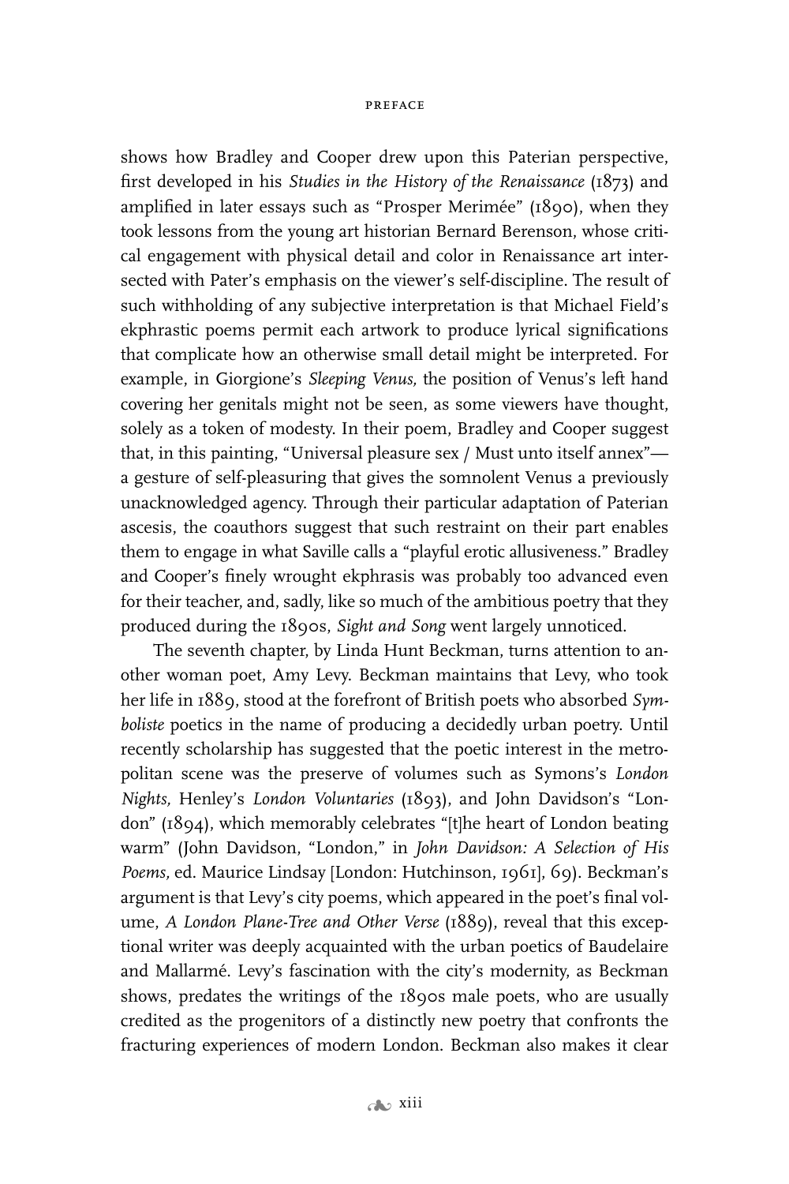shows how Bradley and Cooper drew upon this Paterian perspective, first developed in his *Studies in the History of the Renaissance* (1873) and amplified in later essays such as "Prosper Merimée" (1890), when they took lessons from the young art historian Bernard Berenson, whose critical engagement with physical detail and color in Renaissance art intersected with Pater's emphasis on the viewer's self-discipline. The result of such withholding of any subjective interpretation is that Michael Field's ekphrastic poems permit each artwork to produce lyrical significations that complicate how an otherwise small detail might be interpreted. For example, in Giorgione's *Sleeping Venus,* the position of Venus's left hand covering her genitals might not be seen, as some viewers have thought, solely as a token of modesty. In their poem, Bradley and Cooper suggest that, in this painting, "Universal pleasure sex / Must unto itself annex"—a gesture of self-pleasuring that gives the somnolent Venus a previously unacknowledged agency. Through their particular adaptation of Paterian ascesis, the coauthors suggest that such restraint on their part enables them to engage in what Saville calls a "playful erotic allusiveness." Bradley and Cooper's finely wrought ekphrasis was probably too advanced even for their teacher, and, sadly, like so much of the ambitious poetry that they produced during the 1890s, *Sight and Song* went largely unnoticed.

The seventh chapter, by Linda Hunt Beckman, turns attention to another woman poet, Amy Levy. Beckman maintains that Levy, who took her life in 1889, stood at the forefront of British poets who absorbed *Symboliste* poetics in the name of producing a decidedly urban poetry. Until recently scholarship has suggested that the poetic interest in the metropolitan scene was the preserve of volumes such as Symons's *London Nights,* Henley's *London Voluntaries* (1893), and John Davidson's "London" (1894), which memorably celebrates "[t]he heart of London beating warm" (John Davidson, "London," in *John Davidson: A Selection of His Poems,* ed. Maurice Lindsay [London: Hutchinson, 1961], 69). Beckman's argument is that Levy's city poems, which appeared in the poet's final volume, *A London Plane-Tree and Other Verse* (1889), reveal that this exceptional writer was deeply acquainted with the urban poetics of Baudelaire and Mallarmé. Levy's fascination with the city's modernity, as Beckman shows, predates the writings of the 1890s male poets, who are usually credited as the progenitors of a distinctly new poetry that confronts the fracturing experiences of modern London. Beckman also makes it clear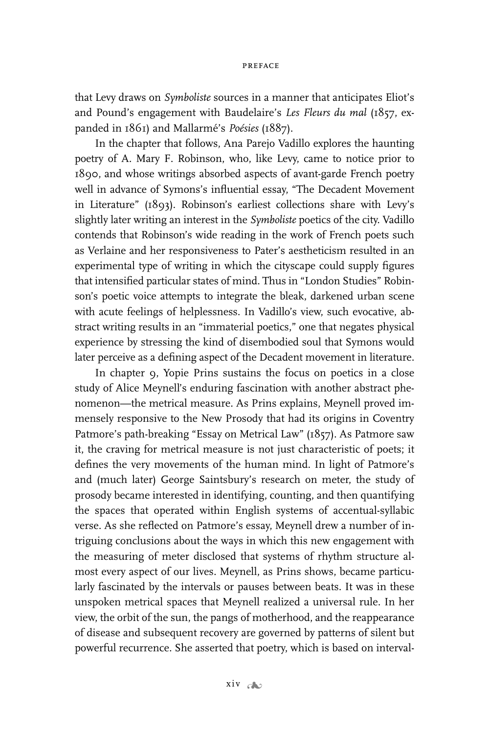that Levy draws on *Symboliste* sources in a manner that anticipates Eliot's and Pound's engagement with Baudelaire's *Les Fleurs du mal* (1857, expanded in 1861) and Mallarmé's *Poésies* (1887).

In the chapter that follows, Ana Parejo Vadillo explores the haunting poetry of A. Mary F. Robinson, who, like Levy, came to notice prior to 1890, and whose writings absorbed aspects of avant-garde French poetry well in advance of Symons's influential essay, "The Decadent Movement in Literature" (1893). Robinson's earliest collections share with Levy's slightly later writing an interest in the *Symboliste* poetics of the city. Vadillo contends that Robinson's wide reading in the work of French poets such as Verlaine and her responsiveness to Pater's aestheticism resulted in an experimental type of writing in which the cityscape could supply figures that intensified particular states of mind. Thus in "London Studies" Robinson's poetic voice attempts to integrate the bleak, darkened urban scene with acute feelings of helplessness. In Vadillo's view, such evocative, abstract writing results in an "immaterial poetics," one that negates physical experience by stressing the kind of disembodied soul that Symons would later perceive as a defining aspect of the Decadent movement in literature.

In chapter 9, Yopie Prins sustains the focus on poetics in a close study of Alice Meynell's enduring fascination with another abstract phenomenon—the metrical measure. As Prins explains, Meynell proved immensely responsive to the New Prosody that had its origins in Coventry Patmore's path-breaking "Essay on Metrical Law" (1857). As Patmore saw it, the craving for metrical measure is not just characteristic of poets; it defines the very movements of the human mind. In light of Patmore's and (much later) George Saintsbury's research on meter, the study of prosody became interested in identifying, counting, and then quantifying the spaces that operated within English systems of accentual-syllabic verse. As she reflected on Patmore's essay, Meynell drew a number of intriguing conclusions about the ways in which this new engagement with the measuring of meter disclosed that systems of rhythm structure almost every aspect of our lives. Meynell, as Prins shows, became particularly fascinated by the intervals or pauses between beats. It was in these unspoken metrical spaces that Meynell realized a universal rule. In her view, the orbit of the sun, the pangs of motherhood, and the reappearance of disease and subsequent recovery are governed by patterns of silent but powerful recurrence. She asserted that poetry, which is based on interval-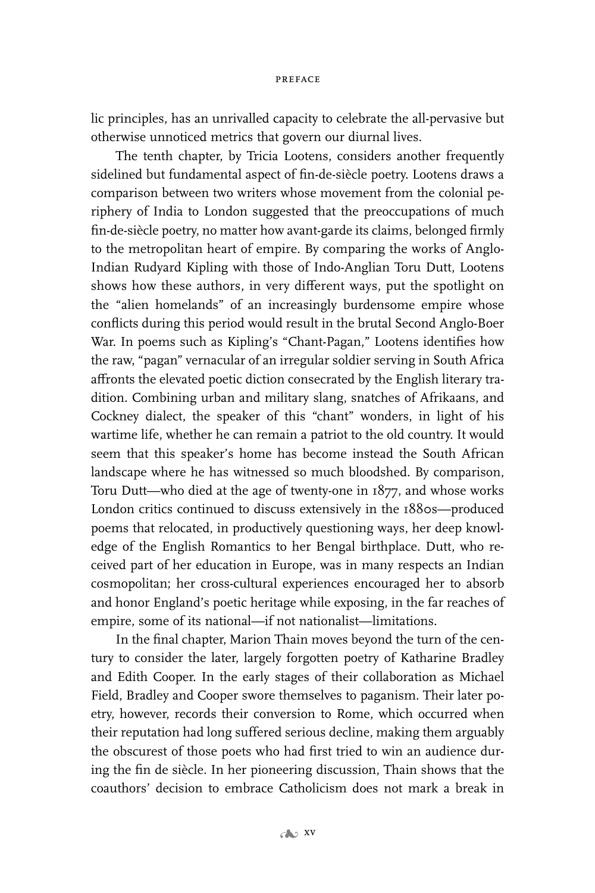lic principles, has an unrivalled capacity to celebrate the all-pervasive but otherwise unnoticed metrics that govern our diurnal lives.

The tenth chapter, by Tricia Lootens, considers another frequently sidelined but fundamental aspect of fin-de-siècle poetry. Lootens draws a comparison between two writers whose movement from the colonial periphery of India to London suggested that the preoccupations of much fin-de-siècle poetry, no matter how avant-garde its claims, belonged firmly to the metropolitan heart of empire. By comparing the works of Anglo-Indian Rudyard Kipling with those of Indo-Anglian Toru Dutt, Lootens shows how these authors, in very different ways, put the spotlight on the "alien homelands" of an increasingly burdensome empire whose conflicts during this period would result in the brutal Second Anglo-Boer War. In poems such as Kipling's "Chant-Pagan," Lootens identifies how the raw, "pagan" vernacular of an irregular soldier serving in South Africa affronts the elevated poetic diction consecrated by the English literary tradition. Combining urban and military slang, snatches of Afrikaans, and Cockney dialect, the speaker of this "chant" wonders, in light of his wartime life, whether he can remain a patriot to the old country. It would seem that this speaker's home has become instead the South African landscape where he has witnessed so much bloodshed. By comparison, Toru Dutt—who died at the age of twenty-one in 1877, and whose works London critics continued to discuss extensively in the 1880s—produced poems that relocated, in productively questioning ways, her deep knowledge of the English Romantics to her Bengal birthplace. Dutt, who received part of her education in Europe, was in many respects an Indian cosmopolitan; her cross-cultural experiences encouraged her to absorb and honor England's poetic heritage while exposing, in the far reaches of empire, some of its national—if not nationalist—limitations.

In the final chapter, Marion Thain moves beyond the turn of the century to consider the later, largely forgotten poetry of Katharine Bradley and Edith Cooper. In the early stages of their collaboration as Michael Field, Bradley and Cooper swore themselves to paganism. Their later poetry, however, records their conversion to Rome, which occurred when their reputation had long suffered serious decline, making them arguably the obscurest of those poets who had first tried to win an audience during the fin de siècle. In her pioneering discussion, Thain shows that the coauthors' decision to embrace Catholicism does not mark a break in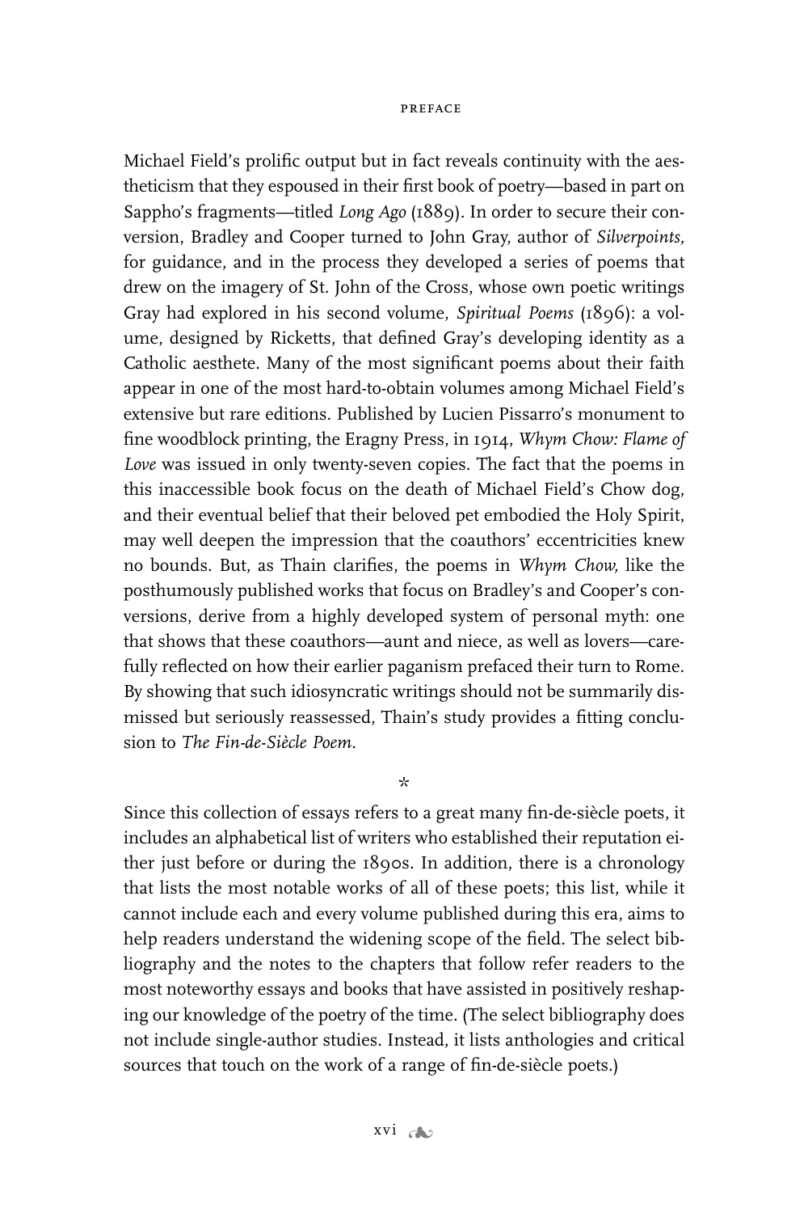Michael Field's prolific output but in fact reveals continuity with the aestheticism that they espoused in their first book of poetry—based in part on Sappho's fragments—titled *Long Ago* (1889). In order to secure their conversion, Bradley and Cooper turned to John Gray, author of *Silverpoints,* for guidance, and in the process they developed a series of poems that drew on the imagery of St. John of the Cross, whose own poetic writings Gray had explored in his second volume, *Spiritual Poems* (1896): a volume, designed by Ricketts, that defined Gray's developing identity as a Catholic aesthete. Many of the most significant poems about their faith appear in one of the most hard-to-obtain volumes among Michael Field's extensive but rare editions. Published by Lucien Pissarro's monument to fine woodblock printing, the Eragny Press, in 1914, *Whym Chow: Flame of Love* was issued in only twenty-seven copies. The fact that the poems in this inaccessible book focus on the death of Michael Field's Chow dog, and their eventual belief that their beloved pet embodied the Holy Spirit, may well deepen the impression that the coauthors' eccentricities knew no bounds. But, as Thain clarifies, the poems in *Whym Chow,* like the posthumously published works that focus on Bradley's and Cooper's conversions, derive from a highly developed system of personal myth: one that shows that these coauthors—aunt and niece, as well as lovers—carefully reflected on how their earlier paganism prefaced their turn to Rome. By showing that such idiosyncratic writings should not be summarily dismissed but seriously reassessed, Thain's study provides a fitting conclusion to *The Fin-de-Siècle Poem*.

*

Since this collection of essays refers to a great many fin-de-siècle poets, it includes an alphabetical list of writers who established their reputation either just before or during the 1890s. In addition, there is a chronology that lists the most notable works of all of these poets; this list, while it cannot include each and every volume published during this era, aims to help readers understand the widening scope of the field. The select bibliography and the notes to the chapters that follow refer readers to the most noteworthy essays and books that have assisted in positively reshaping our knowledge of the poetry of the time. (The select bibliography does not include single-author studies. Instead, it lists anthologies and critical sources that touch on the work of a range of fin-de-siècle poets.)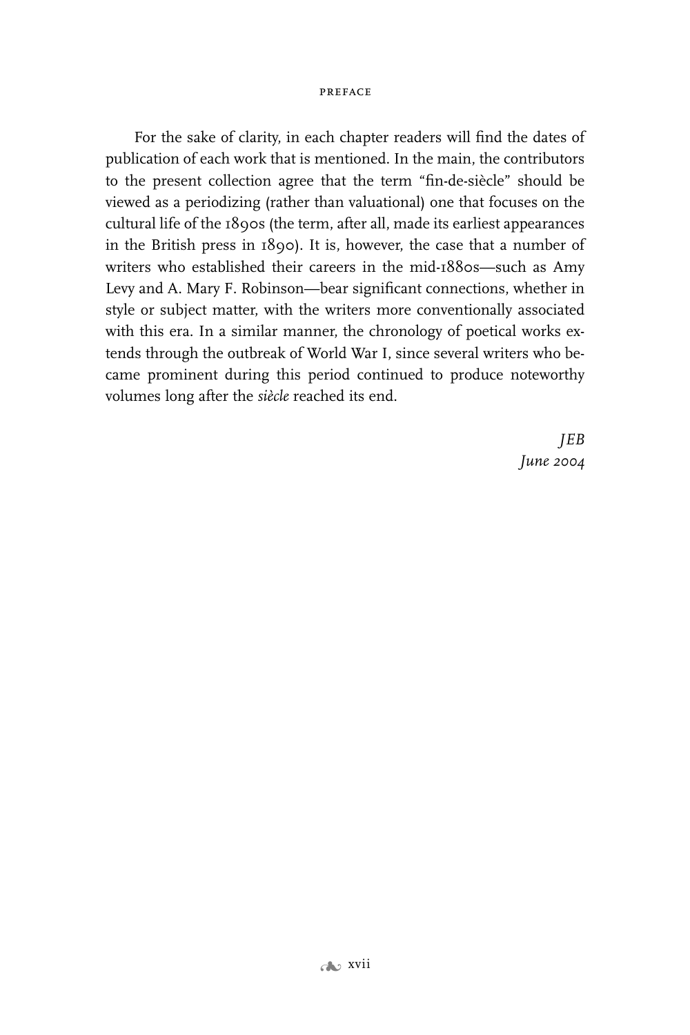For the sake of clarity, in each chapter readers will find the dates of publication of each work that is mentioned. In the main, the contributors to the present collection agree that the term "fin-de-siècle" should be viewed as a periodizing (rather than valuational) one that focuses on the cultural life of the 1890s (the term, after all, made its earliest appearances in the British press in 1890). It is, however, the case that a number of writers who established their careers in the mid-1880s—such as Amy Levy and A. Mary F. Robinson—bear significant connections, whether in style or subject matter, with the writers more conventionally associated with this era. In a similar manner, the chronology of poetical works extends through the outbreak of World War I, since several writers who became prominent during this period continued to produce noteworthy volumes long after the *siècle* reached its end.

*JEB*
*June 2004*